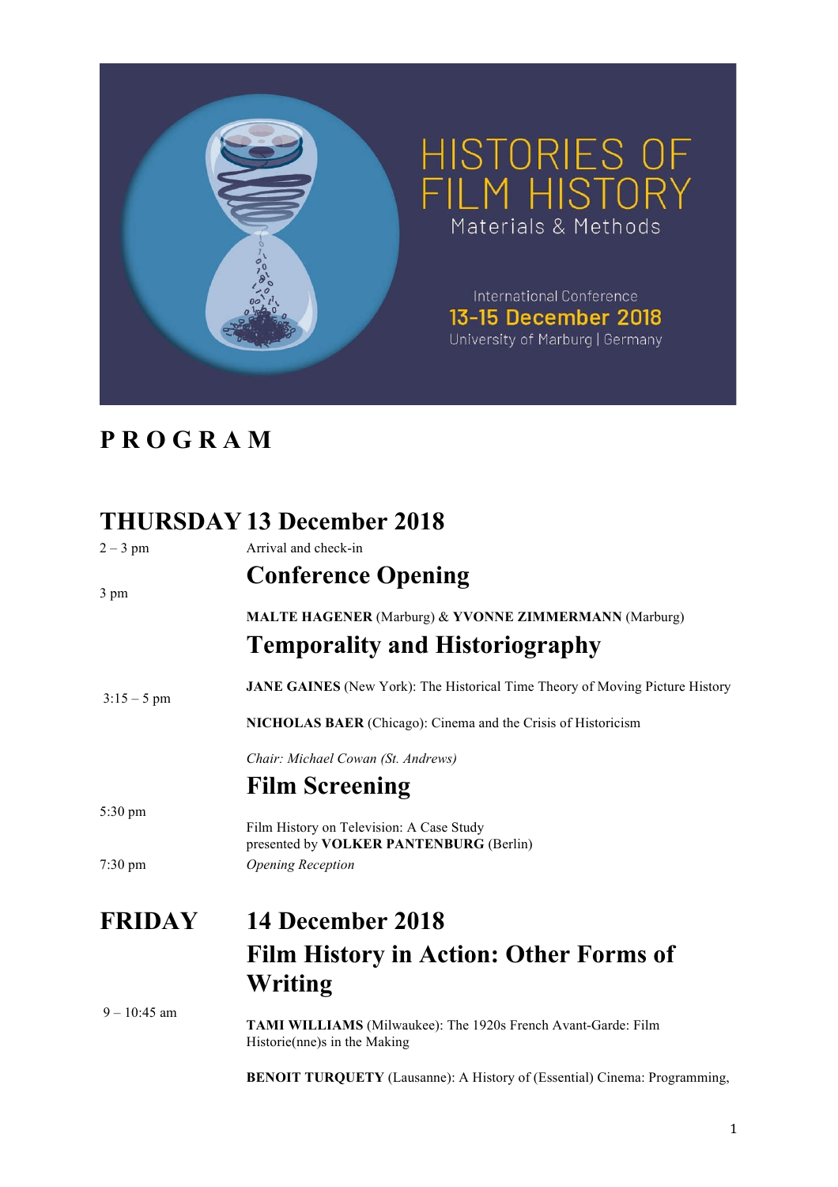# HISTORIES OF FILM HISTORY

Materials & Methods

International Conference
13-15 December 2018
University of Marburg | Germany

# PROGRAM

## THURSDAY 13 December 2018

2 – 3 pm — Arrival and check-in

### Conference Opening

3 pm — **MALTE HAGENER** (Marburg) & **YVONNE ZIMMERMANN** (Marburg)

### Temporality and Historiography

3:15 – 5 pm

**JANE GAINES** (New York): The Historical Time Theory of Moving Picture History

**NICHOLAS BAER** (Chicago): Cinema and the Crisis of Historicism

*Chair: Michael Cowan (St. Andrews)*

### Film Screening

5:30 pm — Film History on Television: A Case Study
presented by **VOLKER PANTENBURG** (Berlin)

7:30 pm — *Opening Reception*

## FRIDAY 14 December 2018

### Film History in Action: Other Forms of Writing

9 – 10:45 am

**TAMI WILLIAMS** (Milwaukee): The 1920s French Avant-Garde: Film Historie(nne)s in the Making

**BENOIT TURQUETY** (Lausanne): A History of (Essential) Cinema: Programming,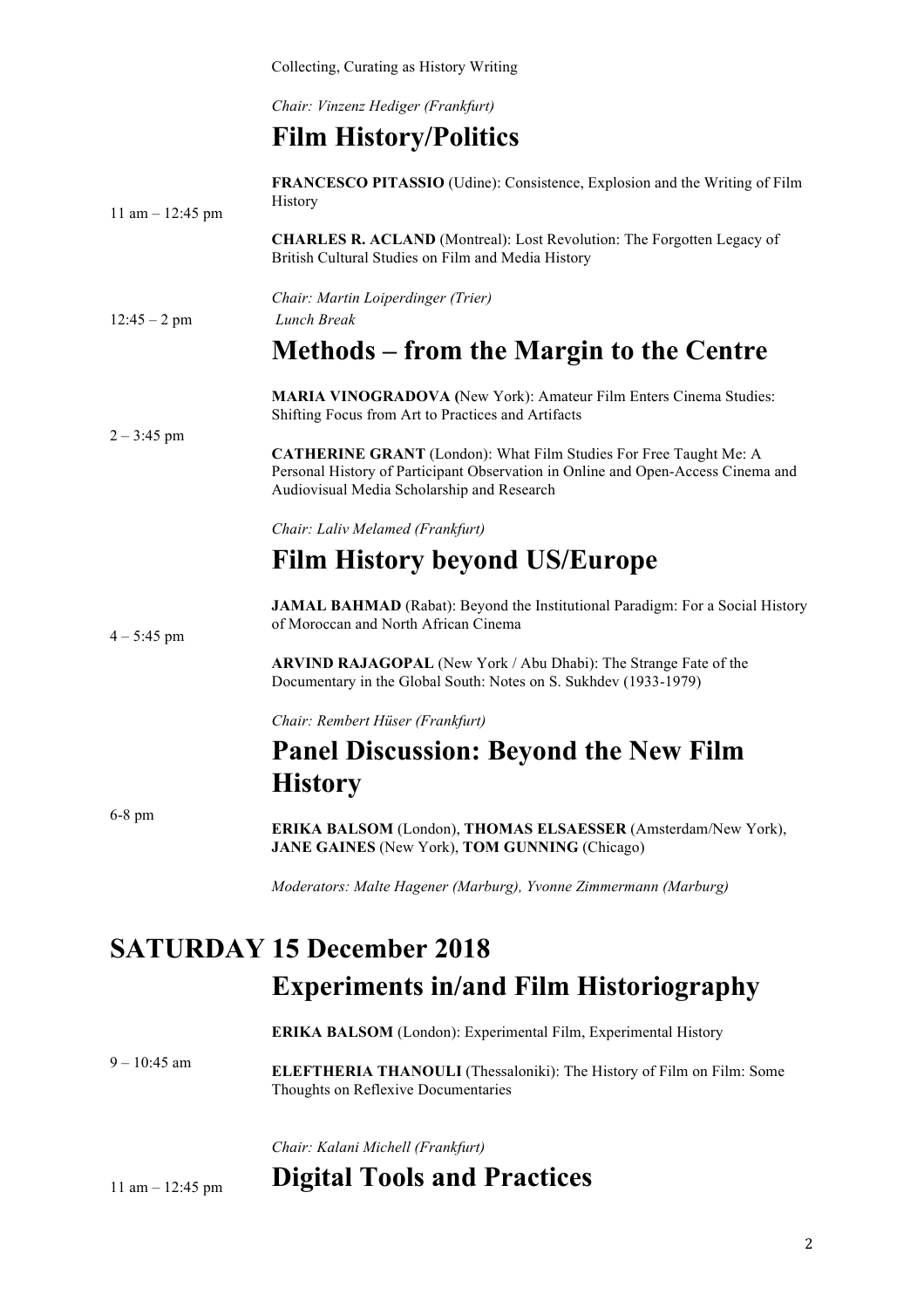Collecting, Curating as History Writing

*Chair: Vinzenz Hediger (Frankfurt)*

## Film History/Politics

11 am – 12:45 pm

**FRANCESCO PITASSIO** (Udine): Consistence, Explosion and the Writing of Film History

**CHARLES R. ACLAND** (Montreal): Lost Revolution: The Forgotten Legacy of British Cultural Studies on Film and Media History

*Chair: Martin Loiperdinger (Trier)*

12:45 – 2 pm *Lunch Break*

## Methods – from the Margin to the Centre

2 – 3:45 pm

**MARIA VINOGRADOVA (**New York): Amateur Film Enters Cinema Studies: Shifting Focus from Art to Practices and Artifacts

**CATHERINE GRANT** (London): What Film Studies For Free Taught Me: A Personal History of Participant Observation in Online and Open-Access Cinema and Audiovisual Media Scholarship and Research

*Chair: Laliv Melamed (Frankfurt)*

## Film History beyond US/Europe

4 – 5:45 pm

**JAMAL BAHMAD** (Rabat): Beyond the Institutional Paradigm: For a Social History of Moroccan and North African Cinema

**ARVIND RAJAGOPAL** (New York / Abu Dhabi): The Strange Fate of the Documentary in the Global South: Notes on S. Sukhdev (1933-1979)

*Chair: Rembert Hüser (Frankfurt)*

## Panel Discussion: Beyond the New Film History

6-8 pm

**ERIKA BALSOM** (London), **THOMAS ELSAESSER** (Amsterdam/New York), **JANE GAINES** (New York), **TOM GUNNING** (Chicago)

*Moderators: Malte Hagener (Marburg), Yvonne Zimmermann (Marburg)*

# SATURDAY 15 December 2018

## Experiments in/and Film Historiography

9 – 10:45 am

**ERIKA BALSOM** (London): Experimental Film, Experimental History

**ELEFTHERIA THANOULI** (Thessaloniki): The History of Film on Film: Some Thoughts on Reflexive Documentaries

*Chair: Kalani Michell (Frankfurt)*

11 am – 12:45 pm

## Digital Tools and Practices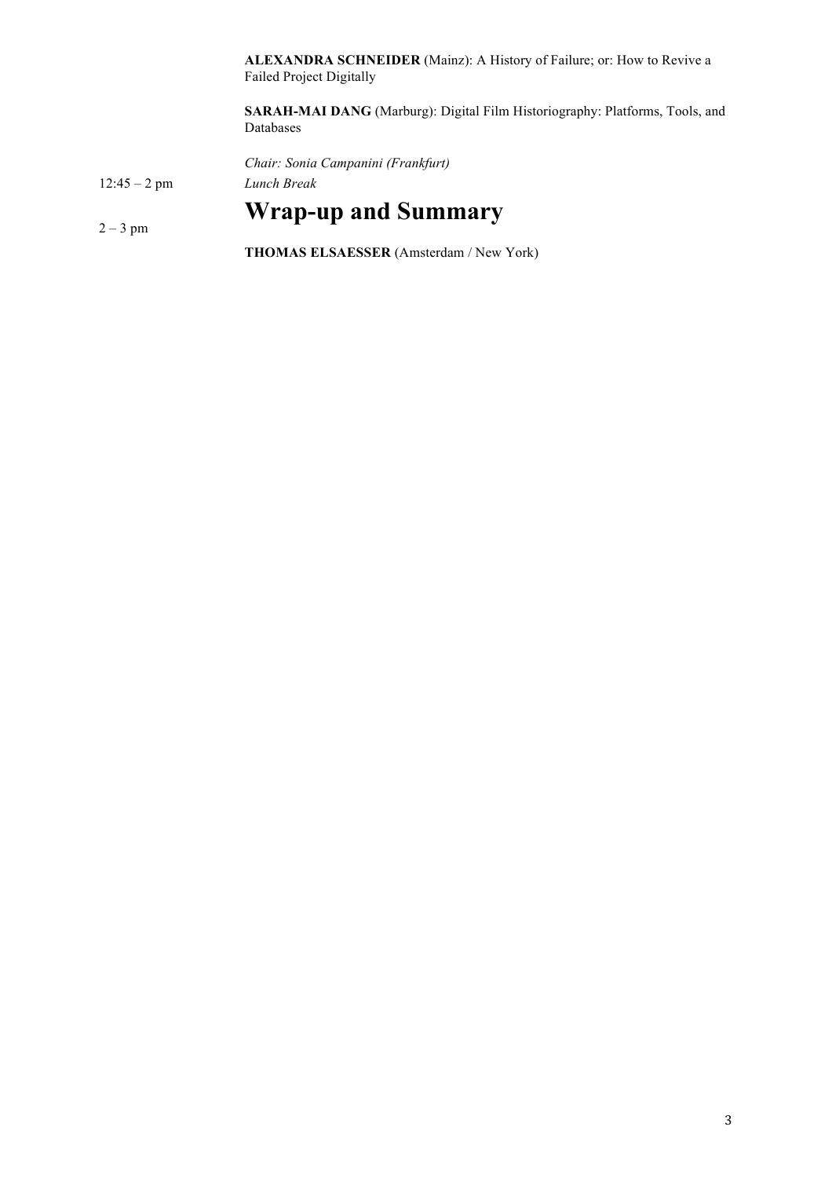**ALEXANDRA SCHNEIDER** (Mainz): A History of Failure; or: How to Revive a Failed Project Digitally

**SARAH-MAI DANG** (Marburg): Digital Film Historiography: Platforms, Tools, and Databases

*Chair: Sonia Campanini (Frankfurt)*

12:45 – 2 pm *Lunch Break*

2 – 3 pm

## Wrap-up and Summary

**THOMAS ELSAESSER** (Amsterdam / New York)